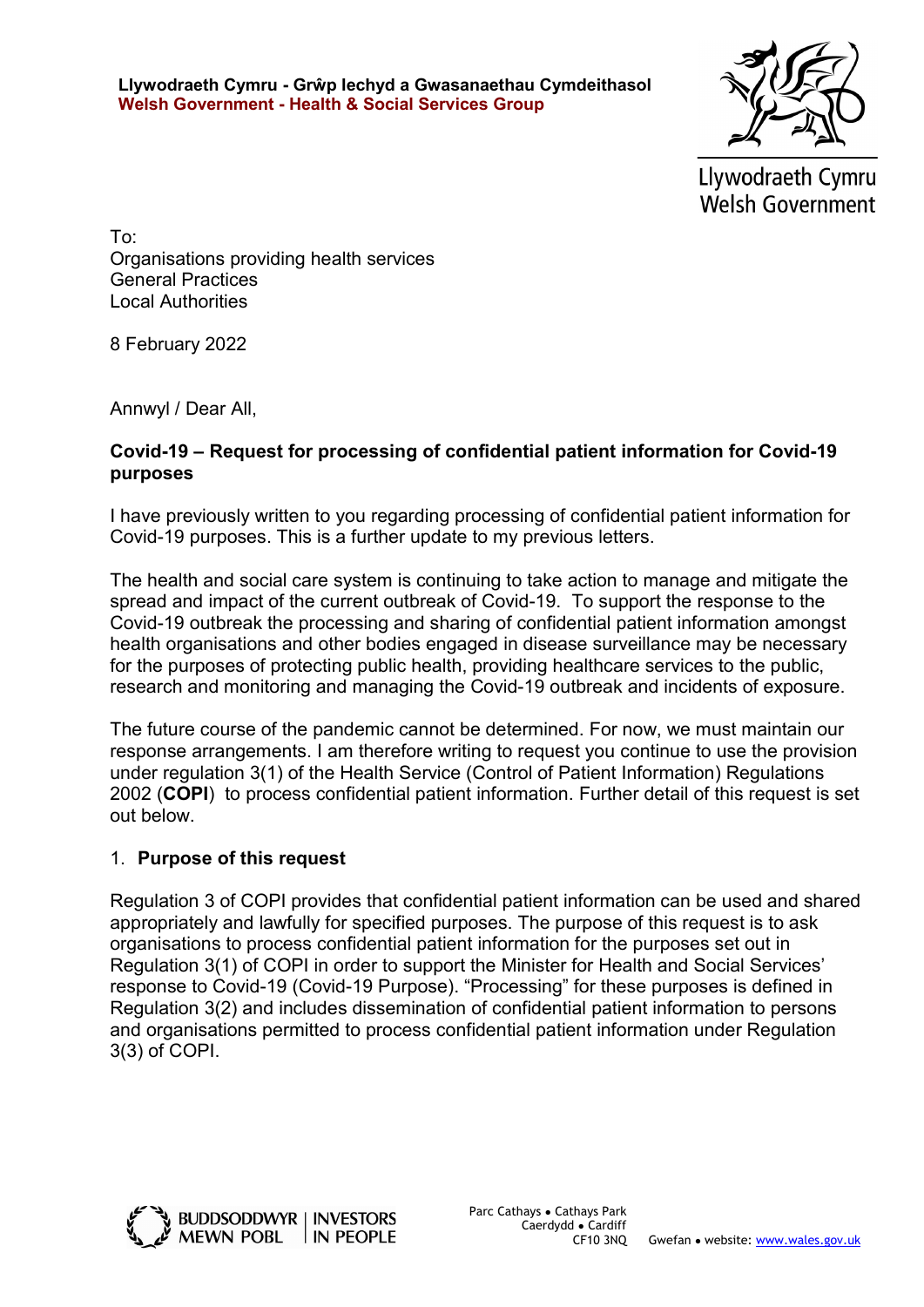**Llywodraeth Cymru - Grŵp Iechyd a Gwasanaethau Cymdeithasol**
**Welsh Government - Health & Social Services Group**

Llywodraeth Cymru
Welsh Government

To:
Organisations providing health services
General Practices
Local Authorities

8 February 2022

Annwyl / Dear All,

**Covid-19 – Request for processing of confidential patient information for Covid-19 purposes**

I have previously written to you regarding processing of confidential patient information for Covid-19 purposes. This is a further update to my previous letters.

The health and social care system is continuing to take action to manage and mitigate the spread and impact of the current outbreak of Covid-19. To support the response to the Covid-19 outbreak the processing and sharing of confidential patient information amongst health organisations and other bodies engaged in disease surveillance may be necessary for the purposes of protecting public health, providing healthcare services to the public, research and monitoring and managing the Covid-19 outbreak and incidents of exposure.

The future course of the pandemic cannot be determined. For now, we must maintain our response arrangements. I am therefore writing to request you continue to use the provision under regulation 3(1) of the Health Service (Control of Patient Information) Regulations 2002 (**COPI**) to process confidential patient information. Further detail of this request is set out below.

1. **Purpose of this request**

Regulation 3 of COPI provides that confidential patient information can be used and shared appropriately and lawfully for specified purposes. The purpose of this request is to ask organisations to process confidential patient information for the purposes set out in Regulation 3(1) of COPI in order to support the Minister for Health and Social Services' response to Covid-19 (Covid-19 Purpose). "Processing" for these purposes is defined in Regulation 3(2) and includes dissemination of confidential patient information to persons and organisations permitted to process confidential patient information under Regulation 3(3) of COPI.

BUDDSODDWYR MEWN POBL | INVESTORS IN PEOPLE

Parc Cathays • Cathays Park
Caerdydd • Cardiff
CF10 3NQ

Gwefan • website: www.wales.gov.uk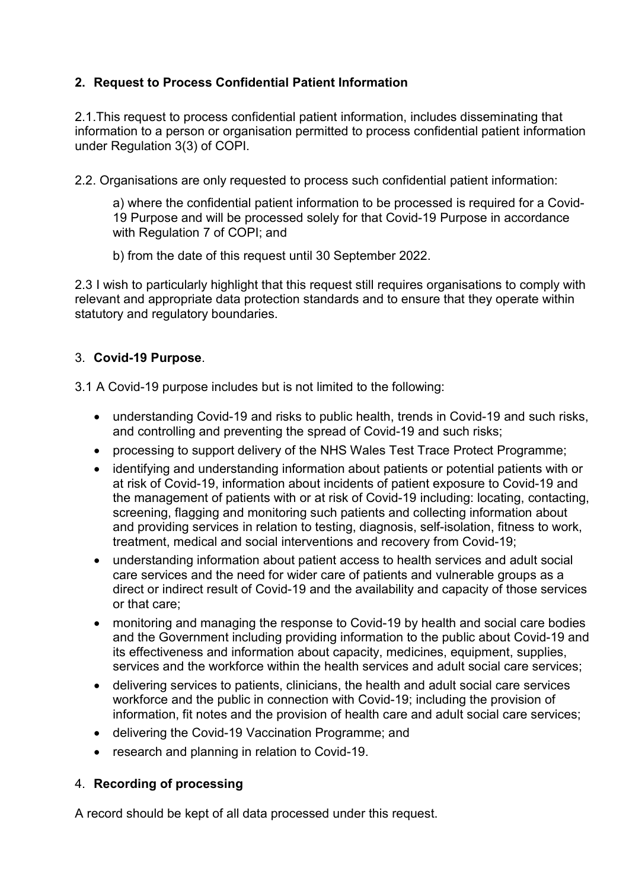## 2. Request to Process Confidential Patient Information

2.1.This request to process confidential patient information, includes disseminating that information to a person or organisation permitted to process confidential patient information under Regulation 3(3) of COPI.

2.2. Organisations are only requested to process such confidential patient information:

a) where the confidential patient information to be processed is required for a Covid-19 Purpose and will be processed solely for that Covid-19 Purpose in accordance with Regulation 7 of COPI; and

b) from the date of this request until 30 September 2022.

2.3 I wish to particularly highlight that this request still requires organisations to comply with relevant and appropriate data protection standards and to ensure that they operate within statutory and regulatory boundaries.

## 3. Covid-19 Purpose.

3.1 A Covid-19 purpose includes but is not limited to the following:

- understanding Covid-19 and risks to public health, trends in Covid-19 and such risks, and controlling and preventing the spread of Covid-19 and such risks;
- processing to support delivery of the NHS Wales Test Trace Protect Programme;
- identifying and understanding information about patients or potential patients with or at risk of Covid-19, information about incidents of patient exposure to Covid-19 and the management of patients with or at risk of Covid-19 including: locating, contacting, screening, flagging and monitoring such patients and collecting information about and providing services in relation to testing, diagnosis, self-isolation, fitness to work, treatment, medical and social interventions and recovery from Covid-19;
- understanding information about patient access to health services and adult social care services and the need for wider care of patients and vulnerable groups as a direct or indirect result of Covid-19 and the availability and capacity of those services or that care;
- monitoring and managing the response to Covid-19 by health and social care bodies and the Government including providing information to the public about Covid-19 and its effectiveness and information about capacity, medicines, equipment, supplies, services and the workforce within the health services and adult social care services;
- delivering services to patients, clinicians, the health and adult social care services workforce and the public in connection with Covid-19; including the provision of information, fit notes and the provision of health care and adult social care services;
- delivering the Covid-19 Vaccination Programme; and
- research and planning in relation to Covid-19.

## 4. Recording of processing

A record should be kept of all data processed under this request.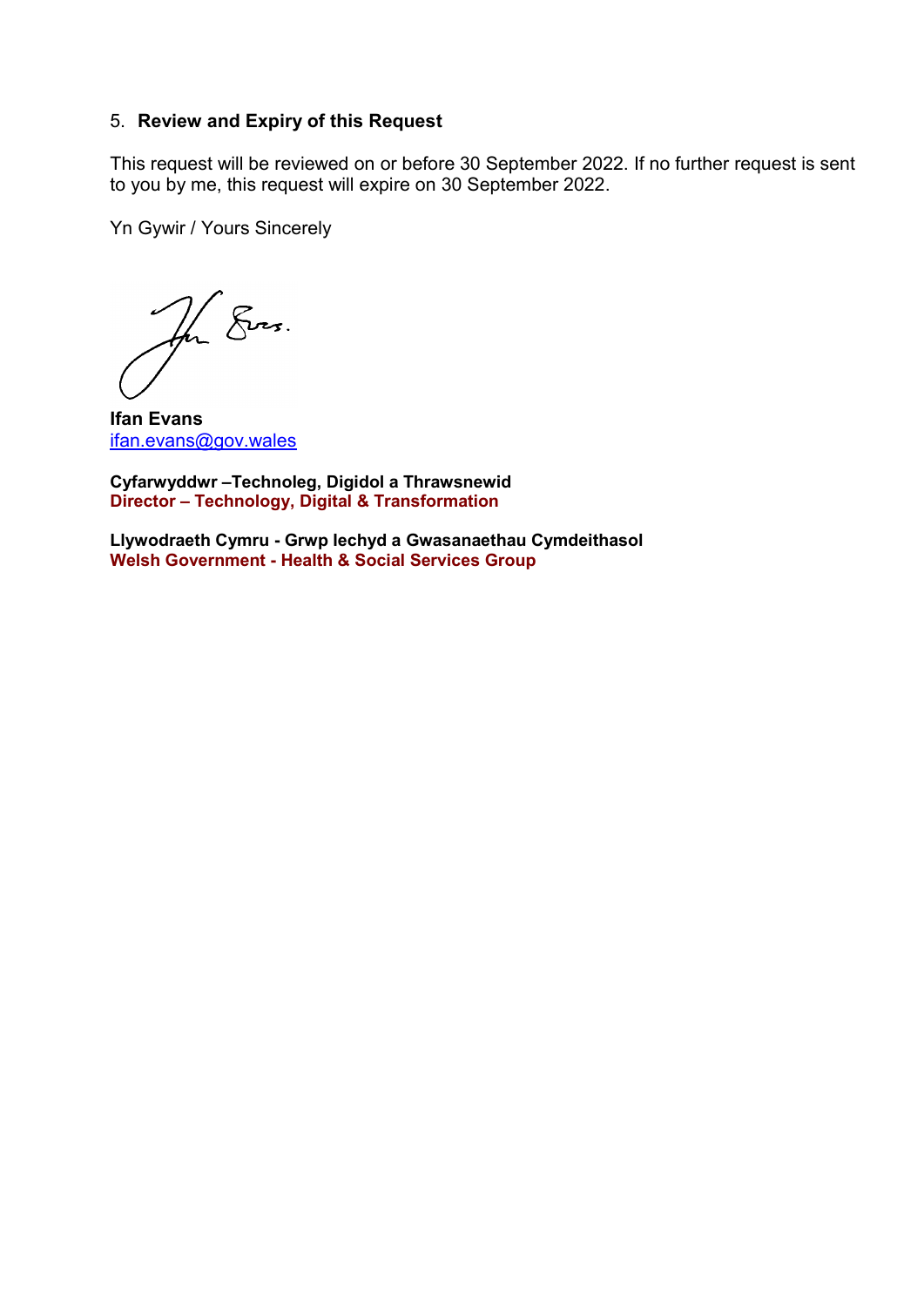## 5. **Review and Expiry of this Request**

This request will be reviewed on or before 30 September 2022. If no further request is sent to you by me, this request will expire on 30 September 2022.

Yn Gywir / Yours Sincerely

**Ifan Evans**
ifan.evans@gov.wales

**Cyfarwyddwr –Technoleg, Digidol a Thrawsnewid**
**Director – Technology, Digital & Transformation**

**Llywodraeth Cymru - Grwp Iechyd a Gwasanaethau Cymdeithasol**
**Welsh Government - Health & Social Services Group**